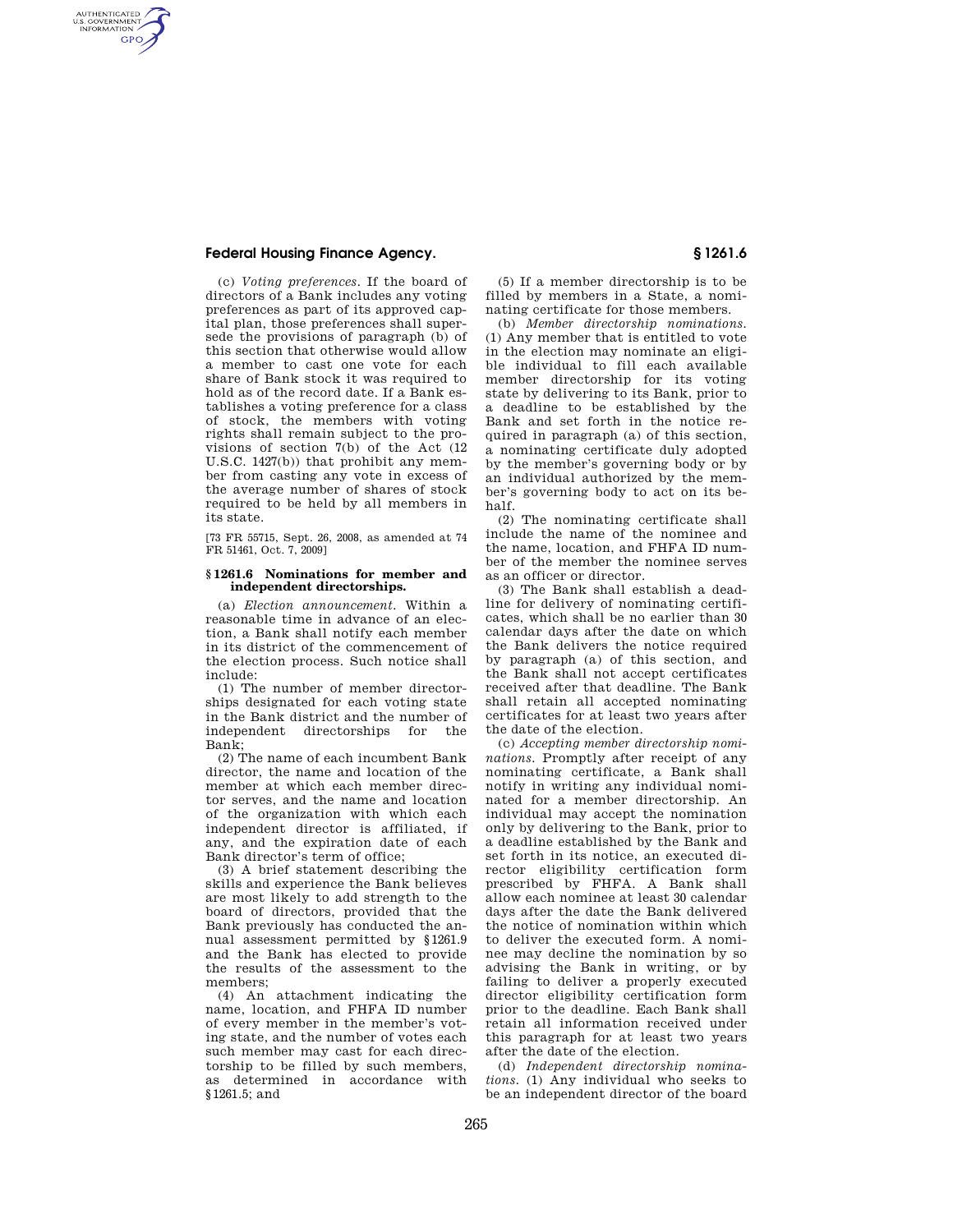(c) *Voting preferences.* If the board of directors of a Bank includes any voting preferences as part of its approved capital plan, those preferences shall supersede the provisions of paragraph (b) of this section that otherwise would allow a member to cast one vote for each share of Bank stock it was required to hold as of the record date. If a Bank establishes a voting preference for a class of stock, the members with voting rights shall remain subject to the provisions of section 7(b) of the Act (12 U.S.C. 1427(b)) that prohibit any member from casting any vote in excess of the average number of shares of stock required to be held by all members in its state.

[73 FR 55715, Sept. 26, 2008, as amended at 74 FR 51461, Oct. 7, 2009]

### § 1261.6 Nominations for member and independent directorships.

(a) *Election announcement.* Within a reasonable time in advance of an election, a Bank shall notify each member in its district of the commencement of the election process. Such notice shall include:

(1) The number of member directorships designated for each voting state in the Bank district and the number of independent directorships for the Bank;

(2) The name of each incumbent Bank director, the name and location of the member at which each member director serves, and the name and location of the organization with which each independent director is affiliated, if any, and the expiration date of each Bank director's term of office;

(3) A brief statement describing the skills and experience the Bank believes are most likely to add strength to the board of directors, provided that the Bank previously has conducted the annual assessment permitted by §1261.9 and the Bank has elected to provide the results of the assessment to the members;

(4) An attachment indicating the name, location, and FHFA ID number of every member in the member's voting state, and the number of votes each such member may cast for each directorship to be filled by such members, as determined in accordance with §1261.5; and

(5) If a member directorship is to be filled by members in a State, a nominating certificate for those members.

(b) *Member directorship nominations.* (1) Any member that is entitled to vote in the election may nominate an eligible individual to fill each available member directorship for its voting state by delivering to its Bank, prior to a deadline to be established by the Bank and set forth in the notice required in paragraph (a) of this section, a nominating certificate duly adopted by the member's governing body or by an individual authorized by the member's governing body to act on its behalf.

(2) The nominating certificate shall include the name of the nominee and the name, location, and FHFA ID number of the member the nominee serves as an officer or director.

(3) The Bank shall establish a deadline for delivery of nominating certificates, which shall be no earlier than 30 calendar days after the date on which the Bank delivers the notice required by paragraph (a) of this section, and the Bank shall not accept certificates received after that deadline. The Bank shall retain all accepted nominating certificates for at least two years after the date of the election.

(c) *Accepting member directorship nominations.* Promptly after receipt of any nominating certificate, a Bank shall notify in writing any individual nominated for a member directorship. An individual may accept the nomination only by delivering to the Bank, prior to a deadline established by the Bank and set forth in its notice, an executed director eligibility certification form prescribed by FHFA. A Bank shall allow each nominee at least 30 calendar days after the date the Bank delivered the notice of nomination within which to deliver the executed form. A nominee may decline the nomination by so advising the Bank in writing, or by failing to deliver a properly executed director eligibility certification form prior to the deadline. Each Bank shall retain all information received under this paragraph for at least two years after the date of the election.

(d) *Independent directorship nominations.* (1) Any individual who seeks to be an independent director of the board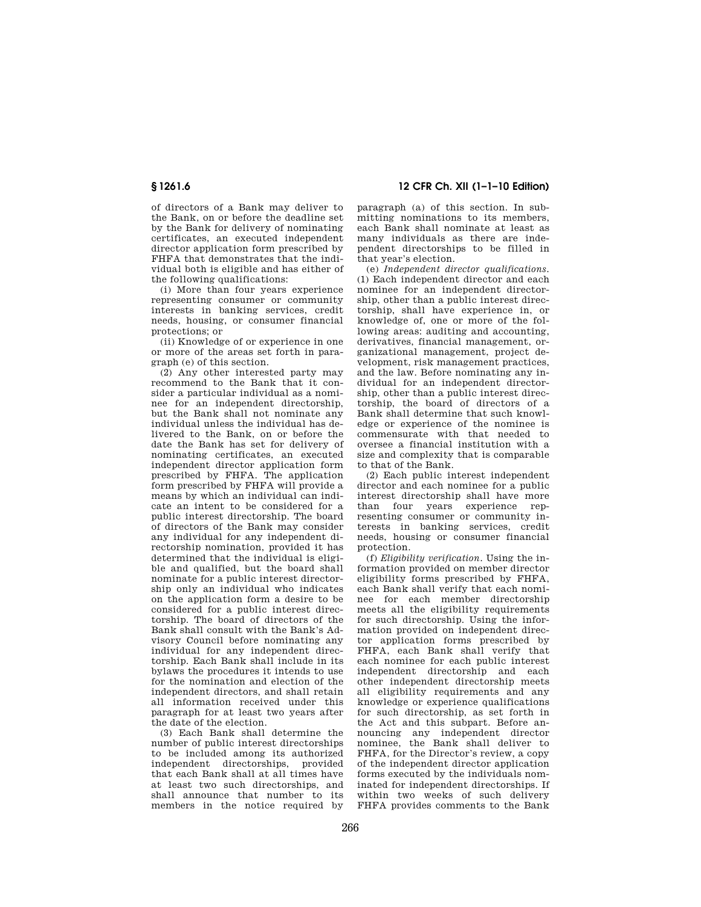of directors of a Bank may deliver to the Bank, on or before the deadline set by the Bank for delivery of nominating certificates, an executed independent director application form prescribed by FHFA that demonstrates that the individual both is eligible and has either of the following qualifications:

(i) More than four years experience representing consumer or community interests in banking services, credit needs, housing, or consumer financial protections; or

(ii) Knowledge of or experience in one or more of the areas set forth in paragraph (e) of this section.

(2) Any other interested party may recommend to the Bank that it consider a particular individual as a nominee for an independent directorship, but the Bank shall not nominate any individual unless the individual has delivered to the Bank, on or before the date the Bank has set for delivery of nominating certificates, an executed independent director application form prescribed by FHFA. The application form prescribed by FHFA will provide a means by which an individual can indicate an intent to be considered for a public interest directorship. The board of directors of the Bank may consider any individual for any independent directorship nomination, provided it has determined that the individual is eligible and qualified, but the board shall nominate for a public interest directorship only an individual who indicates on the application form a desire to be considered for a public interest directorship. The board of directors of the Bank shall consult with the Bank's Advisory Council before nominating any individual for any independent directorship. Each Bank shall include in its bylaws the procedures it intends to use for the nomination and election of the independent directors, and shall retain all information received under this paragraph for at least two years after the date of the election.

(3) Each Bank shall determine the number of public interest directorships to be included among its authorized independent directorships, provided that each Bank shall at all times have at least two such directorships, and shall announce that number to its members in the notice required by paragraph (a) of this section. In submitting nominations to its members, each Bank shall nominate at least as many individuals as there are independent directorships to be filled in that year's election.

(e) *Independent director qualifications.* (1) Each independent director and each nominee for an independent directorship, other than a public interest directorship, shall have experience in, or knowledge of, one or more of the following areas: auditing and accounting, derivatives, financial management, organizational management, project development, risk management practices, and the law. Before nominating any individual for an independent directorship, other than a public interest directorship, the board of directors of a Bank shall determine that such knowledge or experience of the nominee is commensurate with that needed to oversee a financial institution with a size and complexity that is comparable to that of the Bank.

(2) Each public interest independent director and each nominee for a public interest directorship shall have more than four years experience representing consumer or community interests in banking services, credit needs, housing or consumer financial protection.

(f) *Eligibility verification.* Using the information provided on member director eligibility forms prescribed by FHFA, each Bank shall verify that each nominee for each member directorship meets all the eligibility requirements for such directorship. Using the information provided on independent director application forms prescribed by FHFA, each Bank shall verify that each nominee for each public interest independent directorship and each other independent directorship meets all eligibility requirements and any knowledge or experience qualifications for such directorship, as set forth in the Act and this subpart. Before announcing any independent director nominee, the Bank shall deliver to FHFA, for the Director's review, a copy of the independent director application forms executed by the individuals nominated for independent directorships. If within two weeks of such delivery FHFA provides comments to the Bank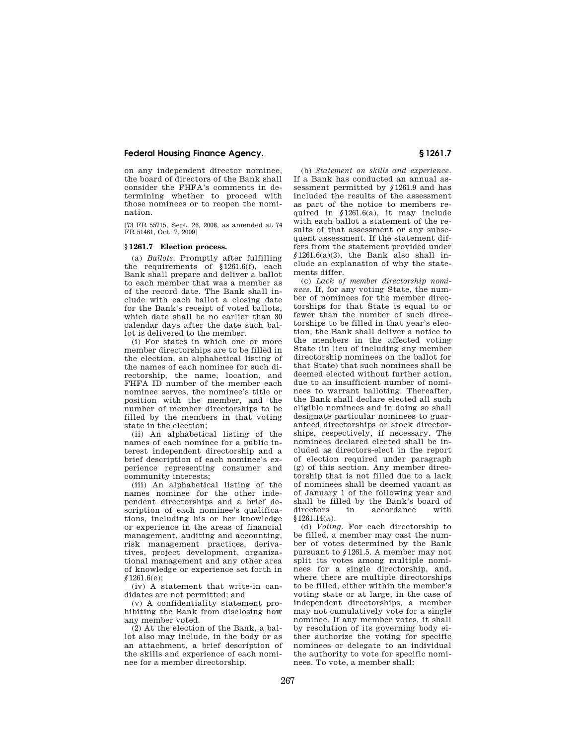on any independent director nominee, the board of directors of the Bank shall consider the FHFA's comments in determining whether to proceed with those nominees or to reopen the nomination.

[73 FR 55715, Sept. 26, 2008, as amended at 74 FR 51461, Oct. 7, 2009]

### § 1261.7 Election process.

(a) *Ballots.* Promptly after fulfilling the requirements of §1261.6(f), each Bank shall prepare and deliver a ballot to each member that was a member as of the record date. The Bank shall include with each ballot a closing date for the Bank's receipt of voted ballots, which date shall be no earlier than 30 calendar days after the date such ballot is delivered to the member.

(i) For states in which one or more member directorships are to be filled in the election, an alphabetical listing of the names of each nominee for such directorship, the name, location, and FHFA ID number of the member each nominee serves, the nominee's title or position with the member, and the number of member directorships to be filled by the members in that voting state in the election;

(ii) An alphabetical listing of the names of each nominee for a public interest independent directorship and a brief description of each nominee's experience representing consumer and community interests;

(iii) An alphabetical listing of the names nominee for the other independent directorships and a brief description of each nominee's qualifications, including his or her knowledge or experience in the areas of financial management, auditing and accounting, risk management practices, derivatives, project development, organizational management and any other area of knowledge or experience set forth in §1261.6(e);

(iv) A statement that write-in candidates are not permitted; and

(v) A confidentiality statement prohibiting the Bank from disclosing how any member voted.

(2) At the election of the Bank, a ballot also may include, in the body or as an attachment, a brief description of the skills and experience of each nominee for a member directorship.

(b) *Statement on skills and experience.* If a Bank has conducted an annual assessment permitted by §1261.9 and has included the results of the assessment as part of the notice to members required in §1261.6(a), it may include with each ballot a statement of the results of that assessment or any subsequent assessment. If the statement differs from the statement provided under §1261.6(a)(3), the Bank also shall include an explanation of why the statements differ.

(c) *Lack of member directorship nominees.* If, for any voting State, the number of nominees for the member directorships for that State is equal to or fewer than the number of such directorships to be filled in that year's election, the Bank shall deliver a notice to the members in the affected voting State (in lieu of including any member directorship nominees on the ballot for that State) that such nominees shall be deemed elected without further action, due to an insufficient number of nominees to warrant balloting. Thereafter, the Bank shall declare elected all such eligible nominees and in doing so shall designate particular nominees to guaranteed directorships or stock directorships, respectively, if necessary. The nominees declared elected shall be included as directors-elect in the report of election required under paragraph (g) of this section. Any member directorship that is not filled due to a lack of nominees shall be deemed vacant as of January 1 of the following year and shall be filled by the Bank's board of directors in accordance with §1261.14(a).

(d) *Voting.* For each directorship to be filled, a member may cast the number of votes determined by the Bank pursuant to §1261.5. A member may not split its votes among multiple nominees for a single directorship, and, where there are multiple directorships to be filled, either within the member's voting state or at large, in the case of independent directorships, a member may not cumulatively vote for a single nominee. If any member votes, it shall by resolution of its governing body either authorize the voting for specific nominees or delegate to an individual the authority to vote for specific nominees. To vote, a member shall: